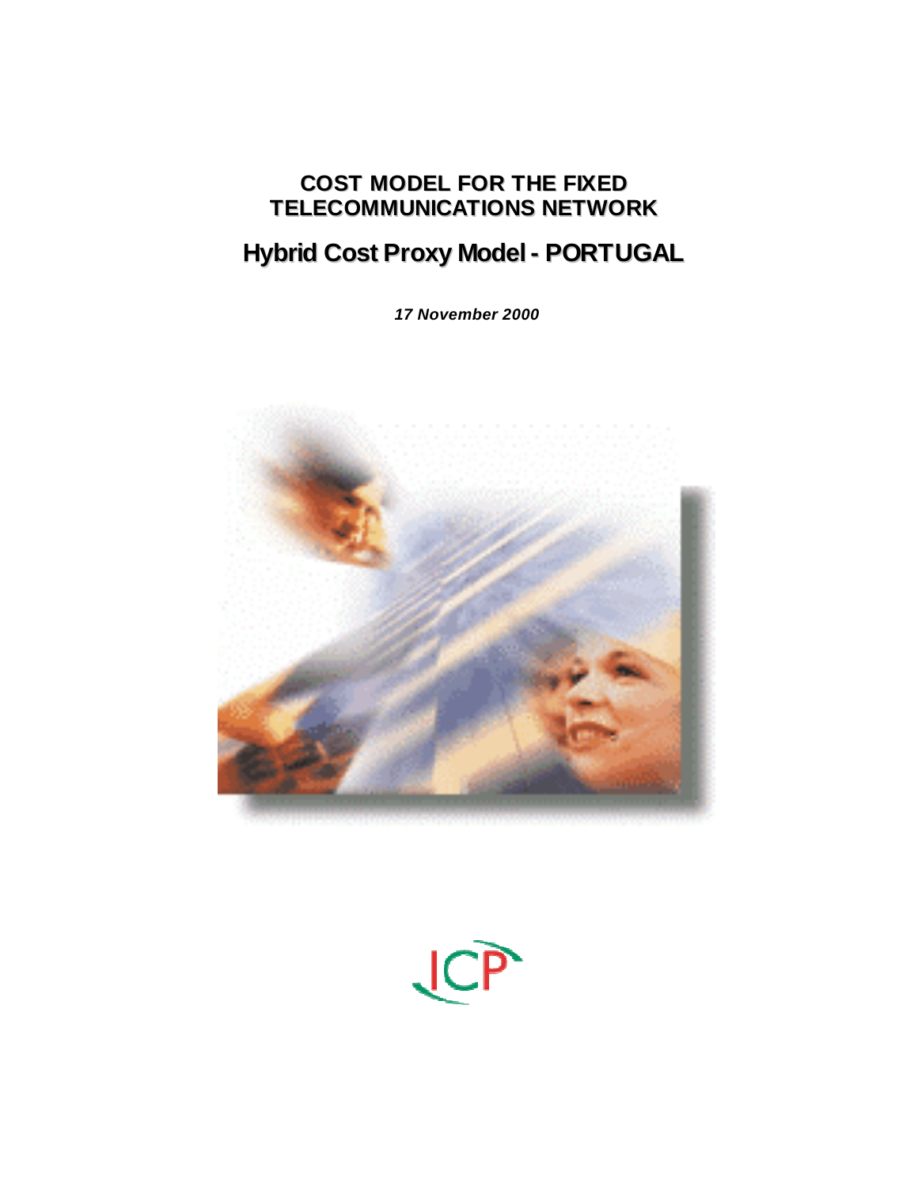# COST MODEL FOR THE FIXED TELECOMMUNICATIONS NETWORK

## Hybrid Cost Proxy Model - PORTUGAL

***17 November 2000***

ICP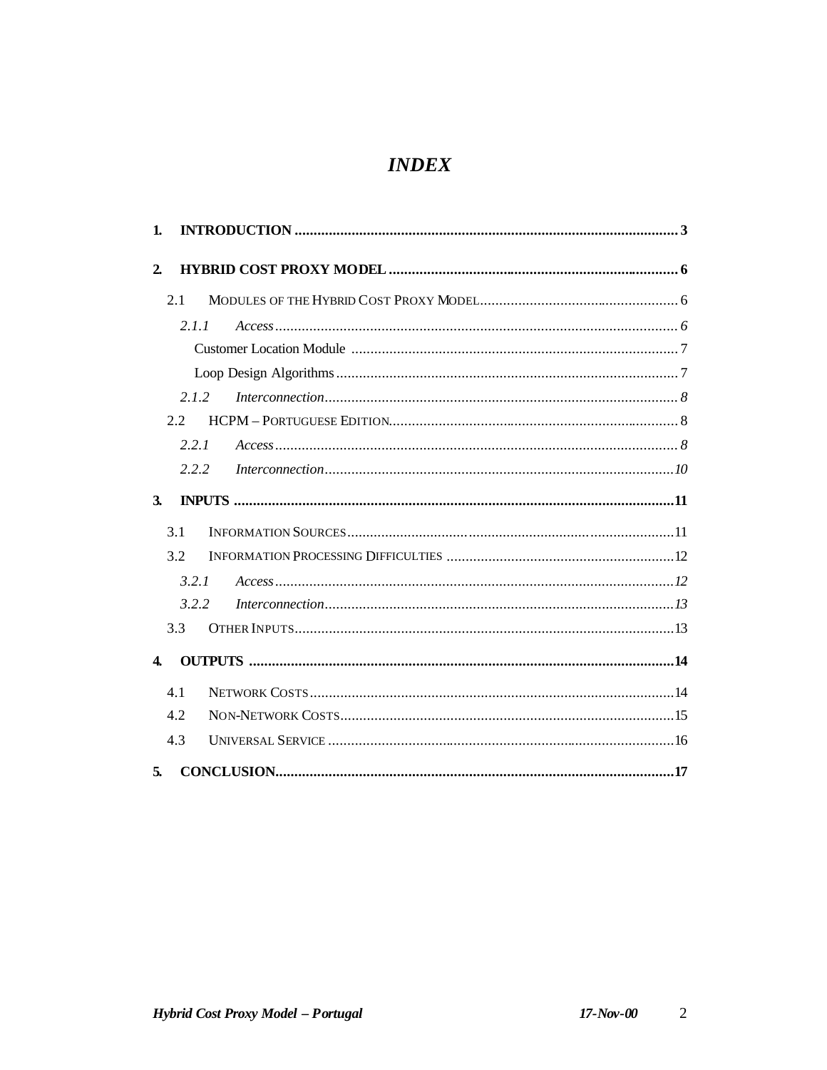# *INDEX*

**1. INTRODUCTION .......... 3**

**2. HYBRID COST PROXY MODEL .......... 6**

- 2.1 MODULES OF THE HYBRID COST PROXY MODEL .......... 6
  - *2.1.1 Access .......... 6*
    - Customer Location Module .......... 7
    - Loop Design Algorithms .......... 7
  - *2.1.2 Interconnection .......... 8*
- 2.2 HCPM – PORTUGUESE EDITION .......... 8
  - *2.2.1 Access .......... 8*
  - *2.2.2 Interconnection .......... 10*

**3. INPUTS .......... 11**

- 3.1 INFORMATION SOURCES .......... 11
- 3.2 INFORMATION PROCESSING DIFFICULTIES .......... 12
  - *3.2.1 Access .......... 12*
  - *3.2.2 Interconnection .......... 13*
- 3.3 OTHER INPUTS .......... 13

**4. OUTPUTS .......... 14**

- 4.1 NETWORK COSTS .......... 14
- 4.2 NON-NETWORK COSTS .......... 15
- 4.3 UNIVERSAL SERVICE .......... 16

**5. CONCLUSION .......... 17**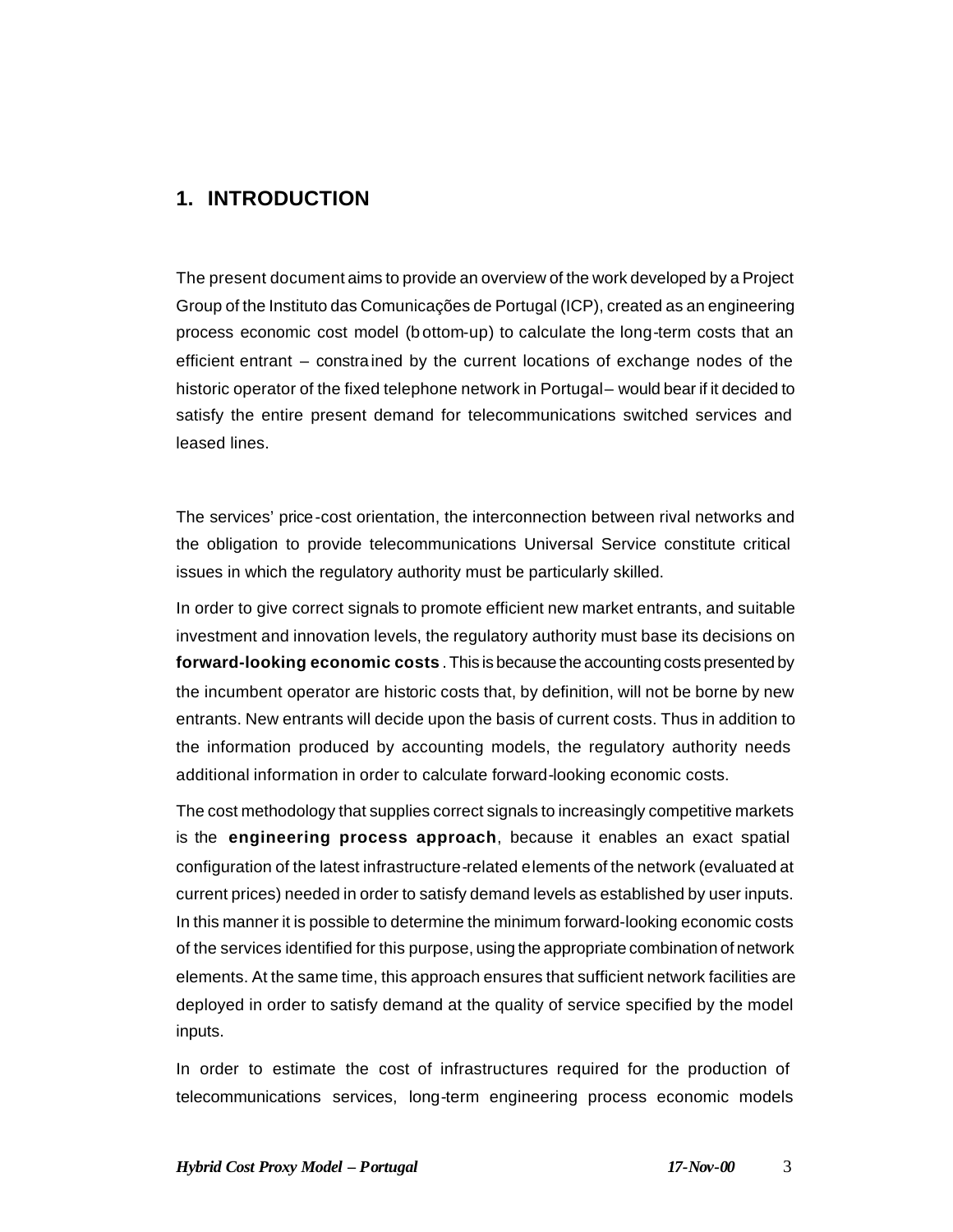# 1. INTRODUCTION

The present document aims to provide an overview of the work developed by a Project Group of the Instituto das Comunicações de Portugal (ICP), created as an engineering process economic cost model (bottom-up) to calculate the long-term costs that an efficient entrant – constrained by the current locations of exchange nodes of the historic operator of the fixed telephone network in Portugal – would bear if it decided to satisfy the entire present demand for telecommunications switched services and leased lines.

The services' price-cost orientation, the interconnection between rival networks and the obligation to provide telecommunications Universal Service constitute critical issues in which the regulatory authority must be particularly skilled.

In order to give correct signals to promote efficient new market entrants, and suitable investment and innovation levels, the regulatory authority must base its decisions on **forward-looking economic costs**. This is because the accounting costs presented by the incumbent operator are historic costs that, by definition, will not be borne by new entrants. New entrants will decide upon the basis of current costs. Thus in addition to the information produced by accounting models, the regulatory authority needs additional information in order to calculate forward-looking economic costs.

The cost methodology that supplies correct signals to increasingly competitive markets is the **engineering process approach**, because it enables an exact spatial configuration of the latest infrastructure-related elements of the network (evaluated at current prices) needed in order to satisfy demand levels as established by user inputs. In this manner it is possible to determine the minimum forward-looking economic costs of the services identified for this purpose, using the appropriate combination of network elements. At the same time, this approach ensures that sufficient network facilities are deployed in order to satisfy demand at the quality of service specified by the model inputs.

In order to estimate the cost of infrastructures required for the production of telecommunications services, long-term engineering process economic models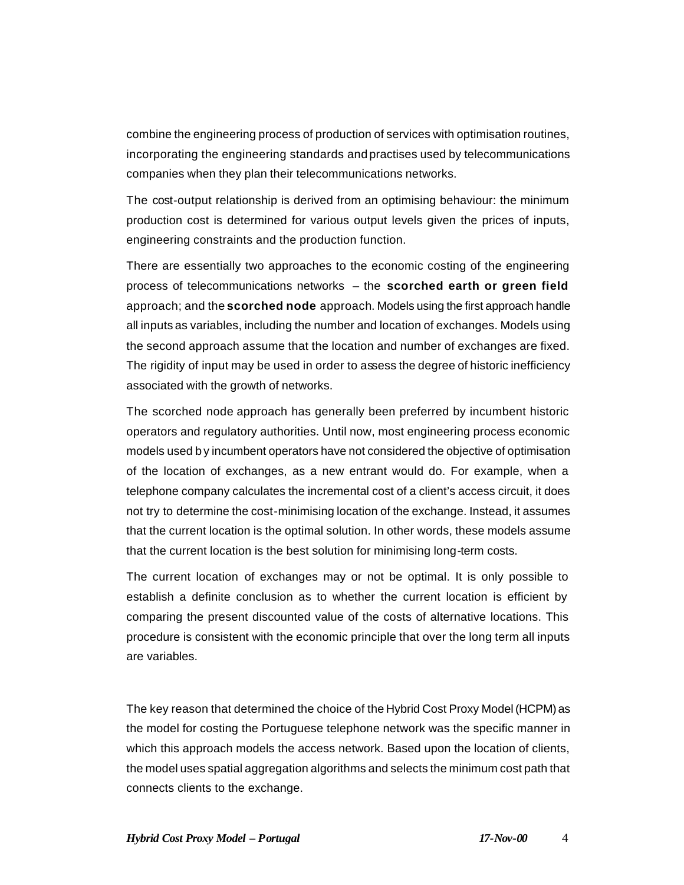combine the engineering process of production of services with optimisation routines, incorporating the engineering standards and practises used by telecommunications companies when they plan their telecommunications networks.

The cost-output relationship is derived from an optimising behaviour: the minimum production cost is determined for various output levels given the prices of inputs, engineering constraints and the production function.

There are essentially two approaches to the economic costing of the engineering process of telecommunications networks – the **scorched earth or green field** approach; and the **scorched node** approach. Models using the first approach handle all inputs as variables, including the number and location of exchanges. Models using the second approach assume that the location and number of exchanges are fixed. The rigidity of input may be used in order to assess the degree of historic inefficiency associated with the growth of networks.

The scorched node approach has generally been preferred by incumbent historic operators and regulatory authorities. Until now, most engineering process economic models used by incumbent operators have not considered the objective of optimisation of the location of exchanges, as a new entrant would do. For example, when a telephone company calculates the incremental cost of a client's access circuit, it does not try to determine the cost-minimising location of the exchange. Instead, it assumes that the current location is the optimal solution. In other words, these models assume that the current location is the best solution for minimising long-term costs.

The current location of exchanges may or not be optimal. It is only possible to establish a definite conclusion as to whether the current location is efficient by comparing the present discounted value of the costs of alternative locations. This procedure is consistent with the economic principle that over the long term all inputs are variables.

The key reason that determined the choice of the Hybrid Cost Proxy Model (HCPM) as the model for costing the Portuguese telephone network was the specific manner in which this approach models the access network. Based upon the location of clients, the model uses spatial aggregation algorithms and selects the minimum cost path that connects clients to the exchange.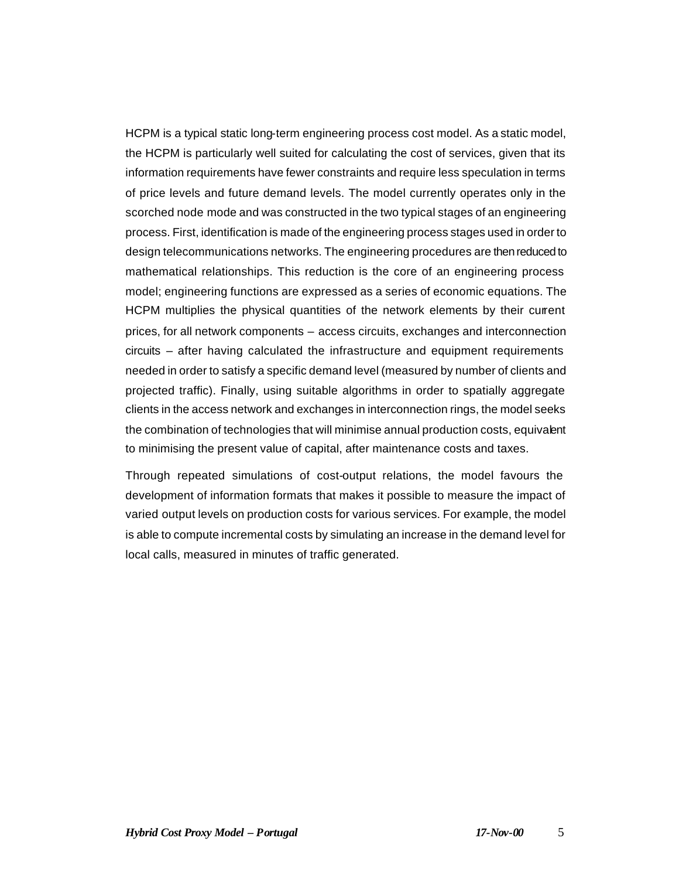HCPM is a typical static long-term engineering process cost model. As a static model, the HCPM is particularly well suited for calculating the cost of services, given that its information requirements have fewer constraints and require less speculation in terms of price levels and future demand levels. The model currently operates only in the scorched node mode and was constructed in the two typical stages of an engineering process. First, identification is made of the engineering process stages used in order to design telecommunications networks. The engineering procedures are then reduced to mathematical relationships. This reduction is the core of an engineering process model; engineering functions are expressed as a series of economic equations. The HCPM multiplies the physical quantities of the network elements by their current prices, for all network components – access circuits, exchanges and interconnection circuits – after having calculated the infrastructure and equipment requirements needed in order to satisfy a specific demand level (measured by number of clients and projected traffic). Finally, using suitable algorithms in order to spatially aggregate clients in the access network and exchanges in interconnection rings, the model seeks the combination of technologies that will minimise annual production costs, equivalent to minimising the present value of capital, after maintenance costs and taxes.

Through repeated simulations of cost-output relations, the model favours the development of information formats that makes it possible to measure the impact of varied output levels on production costs for various services. For example, the model is able to compute incremental costs by simulating an increase in the demand level for local calls, measured in minutes of traffic generated.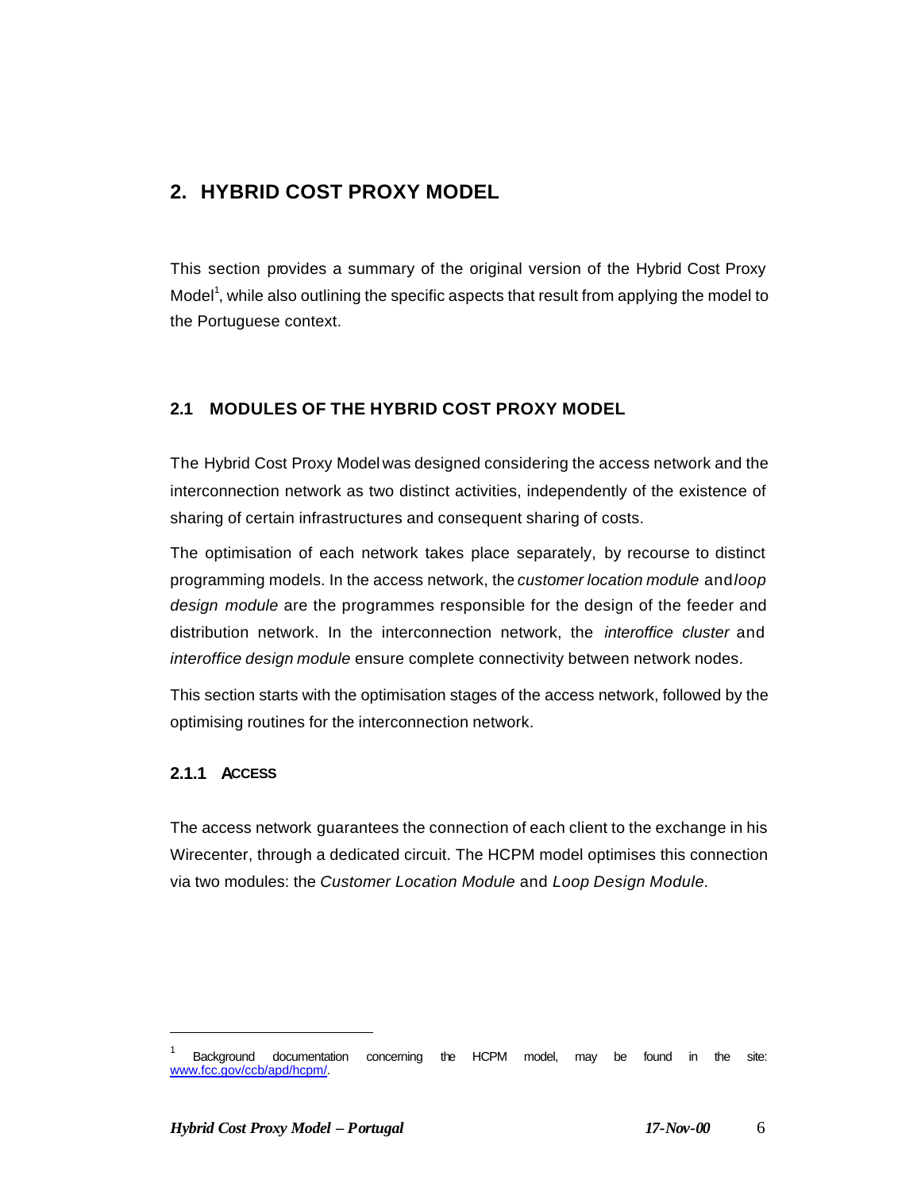## 2. HYBRID COST PROXY MODEL

This section provides a summary of the original version of the Hybrid Cost Proxy Model[1], while also outlining the specific aspects that result from applying the model to the Portuguese context.

### 2.1 MODULES OF THE HYBRID COST PROXY MODEL

The Hybrid Cost Proxy Model was designed considering the access network and the interconnection network as two distinct activities, independently of the existence of sharing of certain infrastructures and consequent sharing of costs.

The optimisation of each network takes place separately, by recourse to distinct programming models. In the access network, the *customer location module* and *loop design module* are the programmes responsible for the design of the feeder and distribution network. In the interconnection network, the *interoffice cluster* and *interoffice design module* ensure complete connectivity between network nodes.

This section starts with the optimisation stages of the access network, followed by the optimising routines for the interconnection network.

#### 2.1.1 ACCESS

The access network guarantees the connection of each client to the exchange in his Wirecenter, through a dedicated circuit. The HCPM model optimises this connection via two modules: the *Customer Location Module* and *Loop Design Module*.

---

[1] Background documentation concerning the HCPM model, may be found in the site: www.fcc.gov/ccb/apd/hcpm/.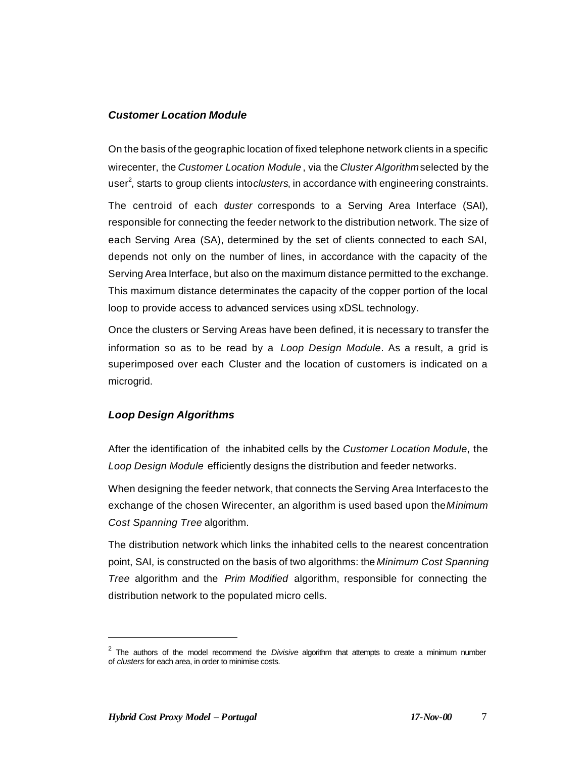### *Customer Location Module*

On the basis of the geographic location of fixed telephone network clients in a specific wirecenter, the *Customer Location Module*, via the *Cluster Algorithm* selected by the user[2], starts to group clients into *clusters*, in accordance with engineering constraints.

The centroid of each *cluster* corresponds to a Serving Area Interface (SAI), responsible for connecting the feeder network to the distribution network. The size of each Serving Area (SA), determined by the set of clients connected to each SAI, depends not only on the number of lines, in accordance with the capacity of the Serving Area Interface, but also on the maximum distance permitted to the exchange. This maximum distance determinates the capacity of the copper portion of the local loop to provide access to advanced services using xDSL technology.

Once the clusters or Serving Areas have been defined, it is necessary to transfer the information so as to be read by a *Loop Design Module*. As a result, a grid is superimposed over each Cluster and the location of customers is indicated on a microgrid.

### *Loop Design Algorithms*

After the identification of the inhabited cells by the *Customer Location Module*, the *Loop Design Module* efficiently designs the distribution and feeder networks.

When designing the feeder network, that connects the Serving Area Interfaces to the exchange of the chosen Wirecenter, an algorithm is used based upon the *Minimum Cost Spanning Tree* algorithm.

The distribution network which links the inhabited cells to the nearest concentration point, SAI, is constructed on the basis of two algorithms: the *Minimum Cost Spanning Tree* algorithm and the *Prim Modified* algorithm, responsible for connecting the distribution network to the populated micro cells.

---

[2] The authors of the model recommend the *Divisive* algorithm that attempts to create a minimum number of *clusters* for each area, in order to minimise costs.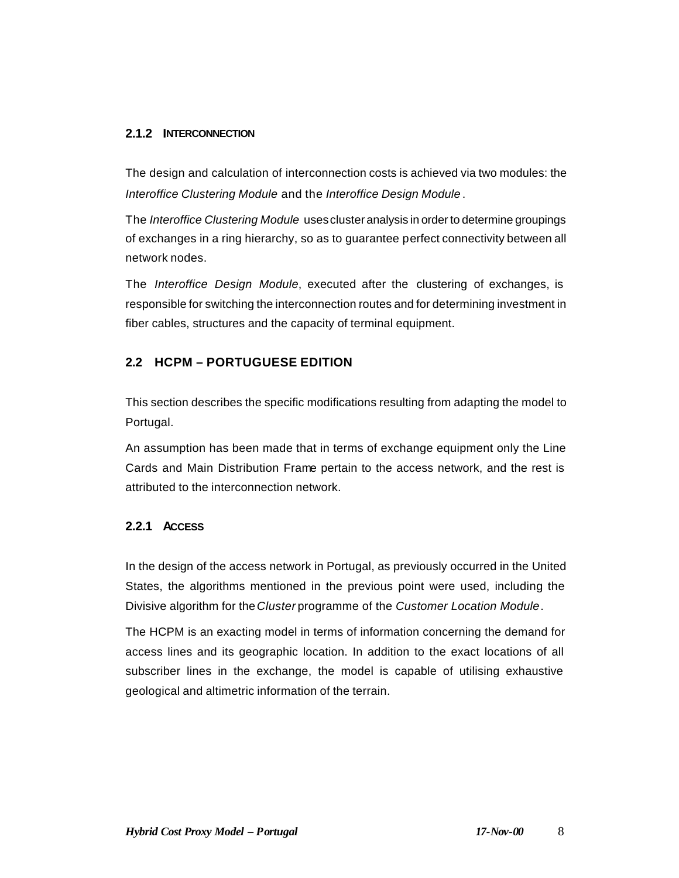### 2.1.2 INTERCONNECTION

The design and calculation of interconnection costs is achieved via two modules: the *Interoffice Clustering Module* and the *Interoffice Design Module*.

The *Interoffice Clustering Module* uses cluster analysis in order to determine groupings of exchanges in a ring hierarchy, so as to guarantee perfect connectivity between all network nodes.

The *Interoffice Design Module*, executed after the clustering of exchanges, is responsible for switching the interconnection routes and for determining investment in fiber cables, structures and the capacity of terminal equipment.

## 2.2 HCPM – PORTUGUESE EDITION

This section describes the specific modifications resulting from adapting the model to Portugal.

An assumption has been made that in terms of exchange equipment only the Line Cards and Main Distribution Frame pertain to the access network, and the rest is attributed to the interconnection network.

### 2.2.1 ACCESS

In the design of the access network in Portugal, as previously occurred in the United States, the algorithms mentioned in the previous point were used, including the Divisive algorithm for the *Cluster* programme of the *Customer Location Module*.

The HCPM is an exacting model in terms of information concerning the demand for access lines and its geographic location. In addition to the exact locations of all subscriber lines in the exchange, the model is capable of utilising exhaustive geological and altimetric information of the terrain.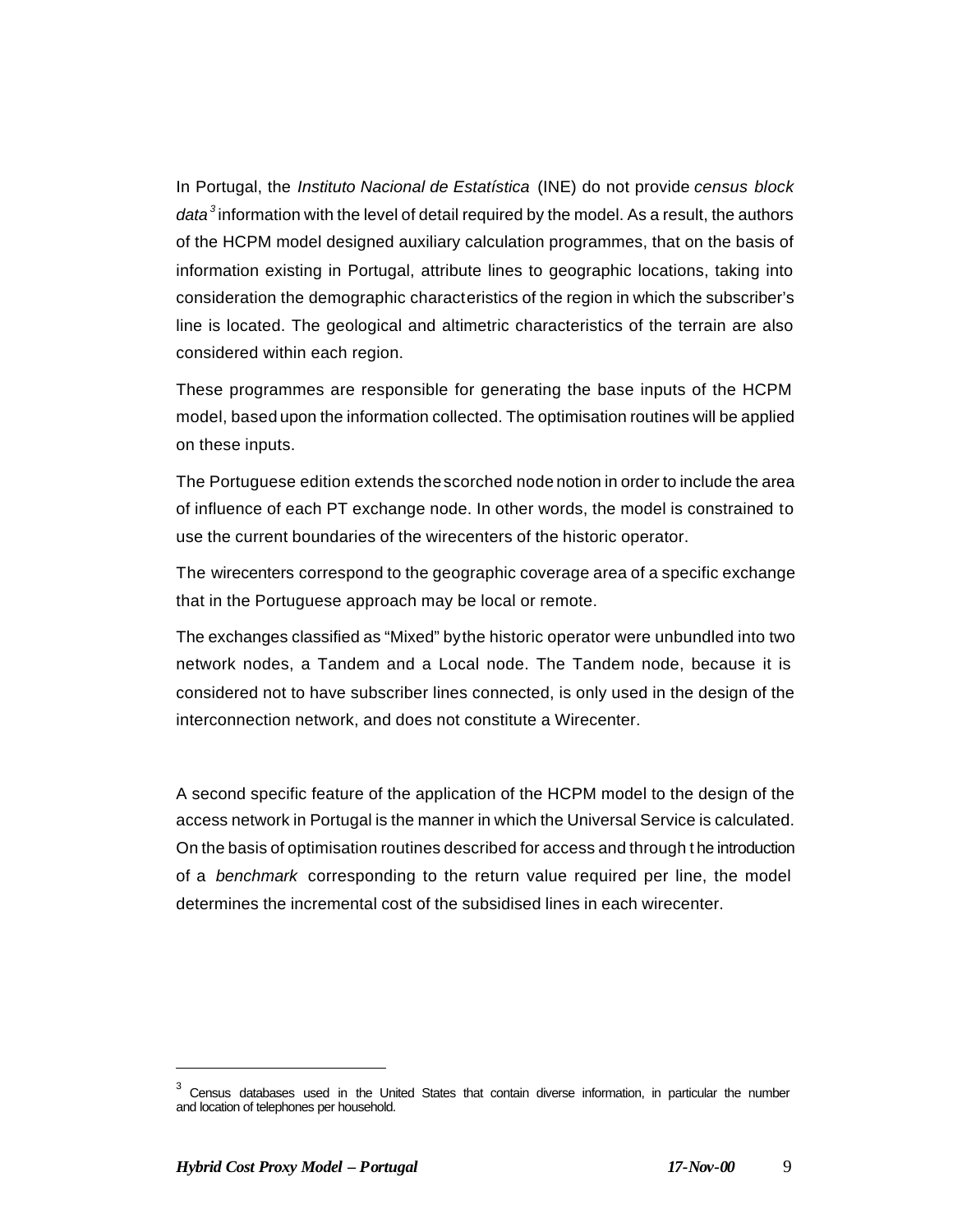In Portugal, the *Instituto Nacional de Estatística* (INE) do not provide *census block data*[3] information with the level of detail required by the model. As a result, the authors of the HCPM model designed auxiliary calculation programmes, that on the basis of information existing in Portugal, attribute lines to geographic locations, taking into consideration the demographic characteristics of the region in which the subscriber's line is located. The geological and altimetric characteristics of the terrain are also considered within each region.

These programmes are responsible for generating the base inputs of the HCPM model, based upon the information collected. The optimisation routines will be applied on these inputs.

The Portuguese edition extends the scorched node notion in order to include the area of influence of each PT exchange node. In other words, the model is constrained to use the current boundaries of the wirecenters of the historic operator.

The wirecenters correspond to the geographic coverage area of a specific exchange that in the Portuguese approach may be local or remote.

The exchanges classified as "Mixed" by the historic operator were unbundled into two network nodes, a Tandem and a Local node. The Tandem node, because it is considered not to have subscriber lines connected, is only used in the design of the interconnection network, and does not constitute a Wirecenter.

A second specific feature of the application of the HCPM model to the design of the access network in Portugal is the manner in which the Universal Service is calculated. On the basis of optimisation routines described for access and through the introduction of a *benchmark* corresponding to the return value required per line, the model determines the incremental cost of the subsidised lines in each wirecenter.

---

[3] Census databases used in the United States that contain diverse information, in particular the number and location of telephones per household.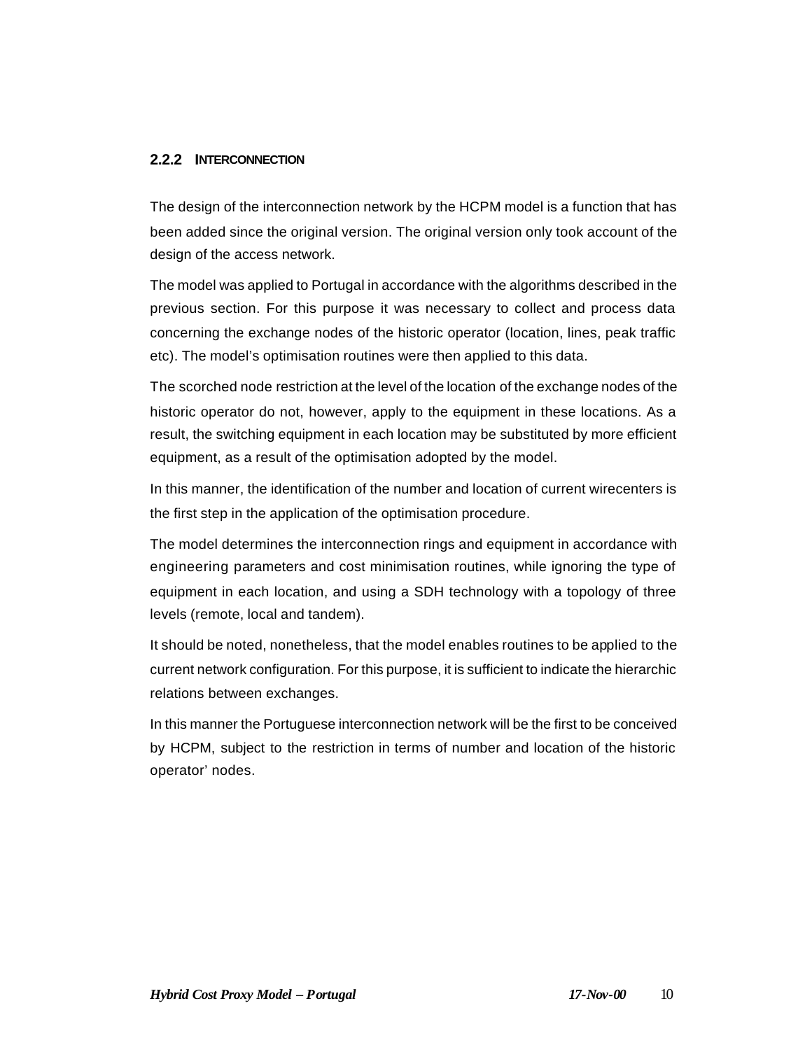### 2.2.2 INTERCONNECTION

The design of the interconnection network by the HCPM model is a function that has been added since the original version. The original version only took account of the design of the access network.

The model was applied to Portugal in accordance with the algorithms described in the previous section. For this purpose it was necessary to collect and process data concerning the exchange nodes of the historic operator (location, lines, peak traffic etc). The model's optimisation routines were then applied to this data.

The scorched node restriction at the level of the location of the exchange nodes of the historic operator do not, however, apply to the equipment in these locations. As a result, the switching equipment in each location may be substituted by more efficient equipment, as a result of the optimisation adopted by the model.

In this manner, the identification of the number and location of current wirecenters is the first step in the application of the optimisation procedure.

The model determines the interconnection rings and equipment in accordance with engineering parameters and cost minimisation routines, while ignoring the type of equipment in each location, and using a SDH technology with a topology of three levels (remote, local and tandem).

It should be noted, nonetheless, that the model enables routines to be applied to the current network configuration. For this purpose, it is sufficient to indicate the hierarchic relations between exchanges.

In this manner the Portuguese interconnection network will be the first to be conceived by HCPM, subject to the restriction in terms of number and location of the historic operator' nodes.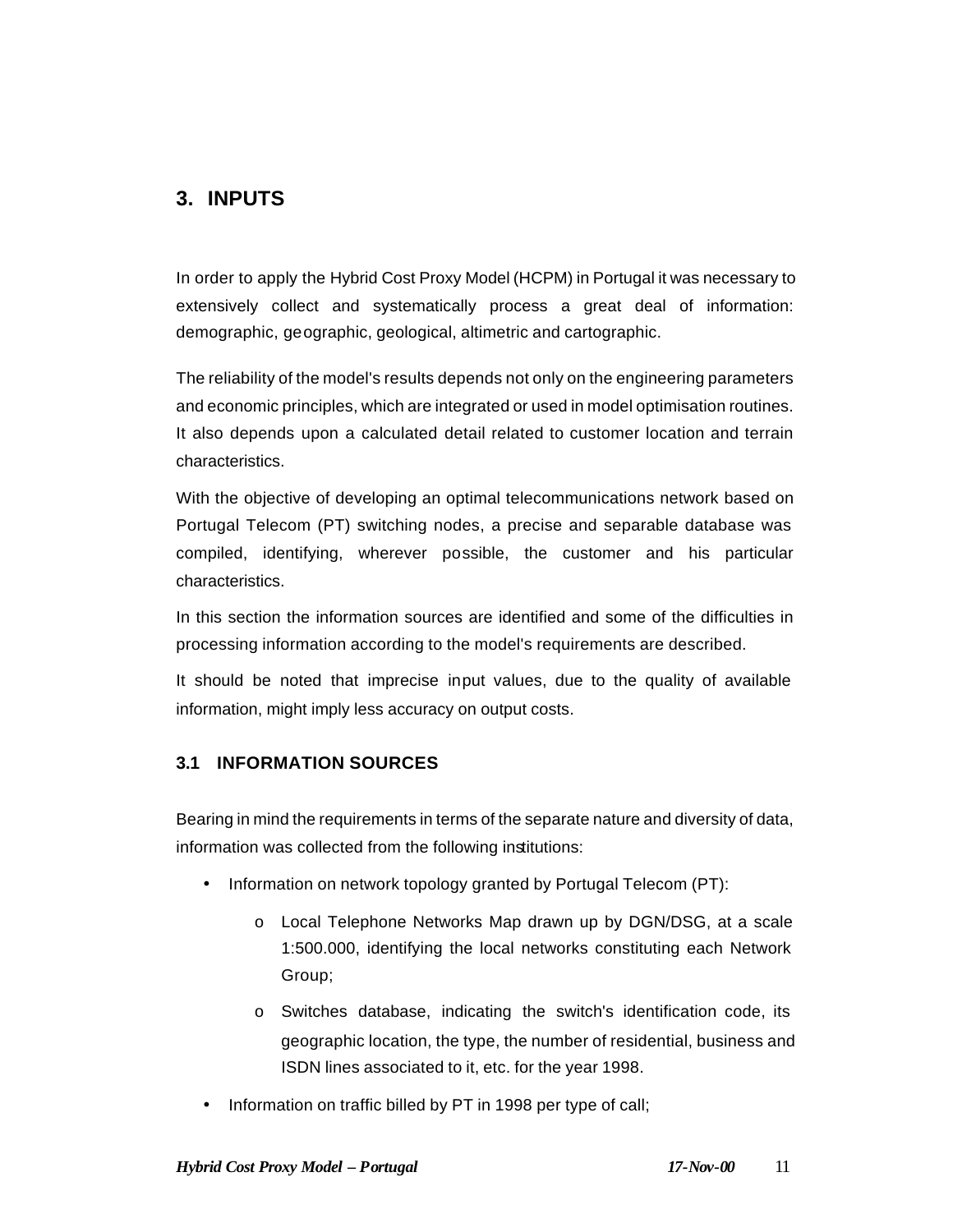## 3. INPUTS

In order to apply the Hybrid Cost Proxy Model (HCPM) in Portugal it was necessary to extensively collect and systematically process a great deal of information: demographic, geographic, geological, altimetric and cartographic.

The reliability of the model's results depends not only on the engineering parameters and economic principles, which are integrated or used in model optimisation routines. It also depends upon a calculated detail related to customer location and terrain characteristics.

With the objective of developing an optimal telecommunications network based on Portugal Telecom (PT) switching nodes, a precise and separable database was compiled, identifying, wherever possible, the customer and his particular characteristics.

In this section the information sources are identified and some of the difficulties in processing information according to the model's requirements are described.

It should be noted that imprecise input values, due to the quality of available information, might imply less accuracy on output costs.

### 3.1 INFORMATION SOURCES

Bearing in mind the requirements in terms of the separate nature and diversity of data, information was collected from the following institutions:

- Information on network topology granted by Portugal Telecom (PT):
  - Local Telephone Networks Map drawn up by DGN/DSG, at a scale 1:500.000, identifying the local networks constituting each Network Group;
  - Switches database, indicating the switch's identification code, its geographic location, the type, the number of residential, business and ISDN lines associated to it, etc. for the year 1998.
- Information on traffic billed by PT in 1998 per type of call;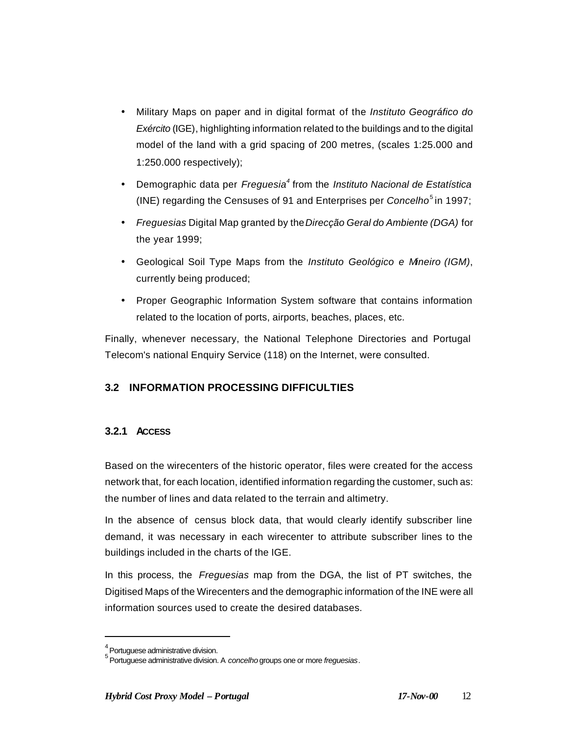- Military Maps on paper and in digital format of the *Instituto Geográfico do Exército* (IGE), highlighting information related to the buildings and to the digital model of the land with a grid spacing of 200 metres, (scales 1:25.000 and 1:250.000 respectively);
- Demographic data per *Freguesia*[4] from the *Instituto Nacional de Estatística* (INE) regarding the Censuses of 91 and Enterprises per *Concelho*[5] in 1997;
- *Freguesias* Digital Map granted by the *Direcção Geral do Ambiente (DGA)* for the year 1999;
- Geological Soil Type Maps from the *Instituto Geológico e Mineiro (IGM)*, currently being produced;
- Proper Geographic Information System software that contains information related to the location of ports, airports, beaches, places, etc.

Finally, whenever necessary, the National Telephone Directories and Portugal Telecom's national Enquiry Service (118) on the Internet, were consulted.

## 3.2 INFORMATION PROCESSING DIFFICULTIES

### 3.2.1 ACCESS

Based on the wirecenters of the historic operator, files were created for the access network that, for each location, identified information regarding the customer, such as: the number of lines and data related to the terrain and altimetry.

In the absence of census block data, that would clearly identify subscriber line demand, it was necessary in each wirecenter to attribute subscriber lines to the buildings included in the charts of the IGE.

In this process, the *Freguesias* map from the DGA, the list of PT switches, the Digitised Maps of the Wirecenters and the demographic information of the INE were all information sources used to create the desired databases.

---

[4] Portuguese administrative division.

[5] Portuguese administrative division. A *concelho* groups one or more *freguesias*.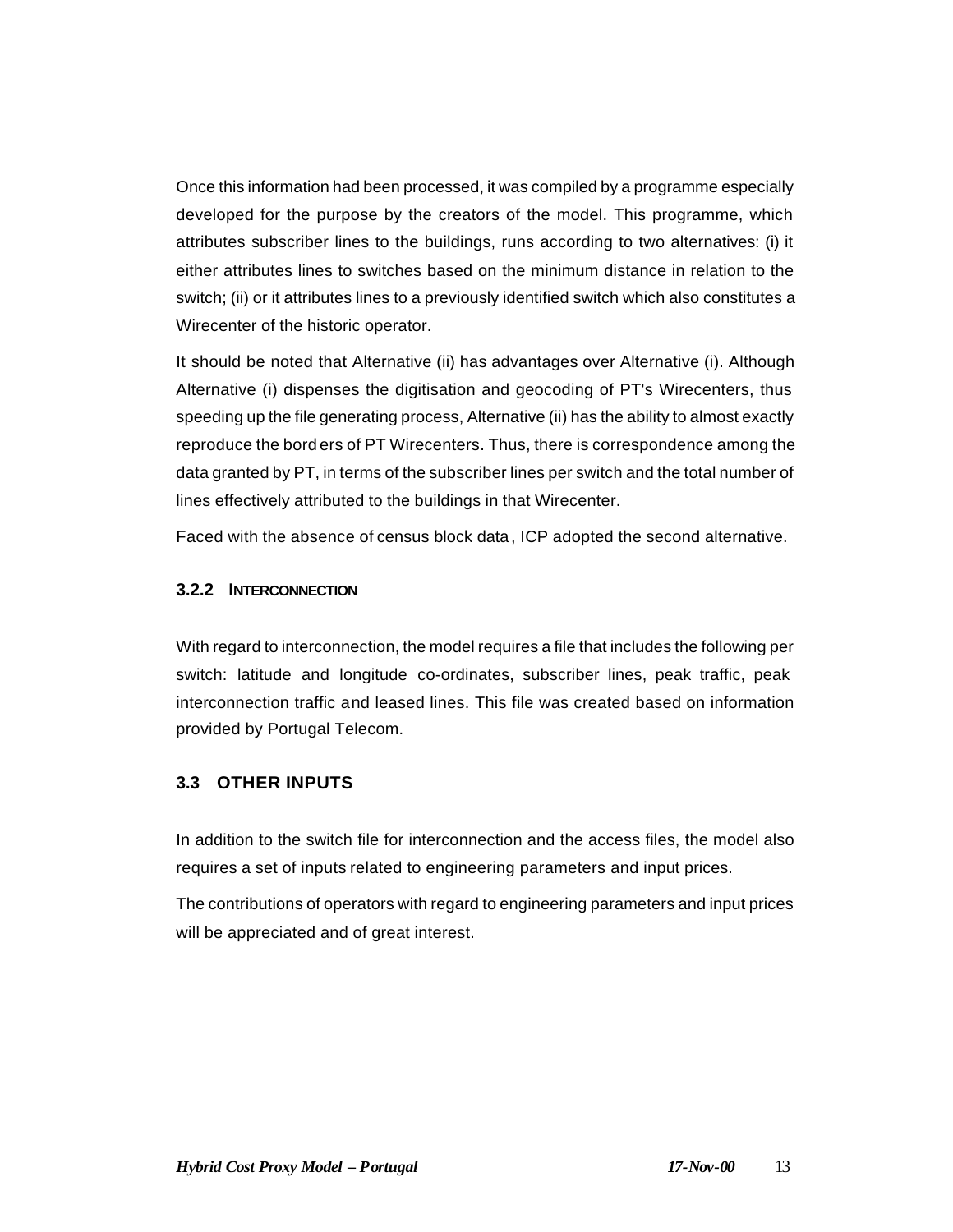Once this information had been processed, it was compiled by a programme especially developed for the purpose by the creators of the model. This programme, which attributes subscriber lines to the buildings, runs according to two alternatives: (i) it either attributes lines to switches based on the minimum distance in relation to the switch; (ii) or it attributes lines to a previously identified switch which also constitutes a Wirecenter of the historic operator.

It should be noted that Alternative (ii) has advantages over Alternative (i). Although Alternative (i) dispenses the digitisation and geocoding of PT's Wirecenters, thus speeding up the file generating process, Alternative (ii) has the ability to almost exactly reproduce the borders of PT Wirecenters. Thus, there is correspondence among the data granted by PT, in terms of the subscriber lines per switch and the total number of lines effectively attributed to the buildings in that Wirecenter.

Faced with the absence of census block data, ICP adopted the second alternative.

### 3.2.2 INTERCONNECTION

With regard to interconnection, the model requires a file that includes the following per switch: latitude and longitude co-ordinates, subscriber lines, peak traffic, peak interconnection traffic and leased lines. This file was created based on information provided by Portugal Telecom.

## 3.3 OTHER INPUTS

In addition to the switch file for interconnection and the access files, the model also requires a set of inputs related to engineering parameters and input prices.

The contributions of operators with regard to engineering parameters and input prices will be appreciated and of great interest.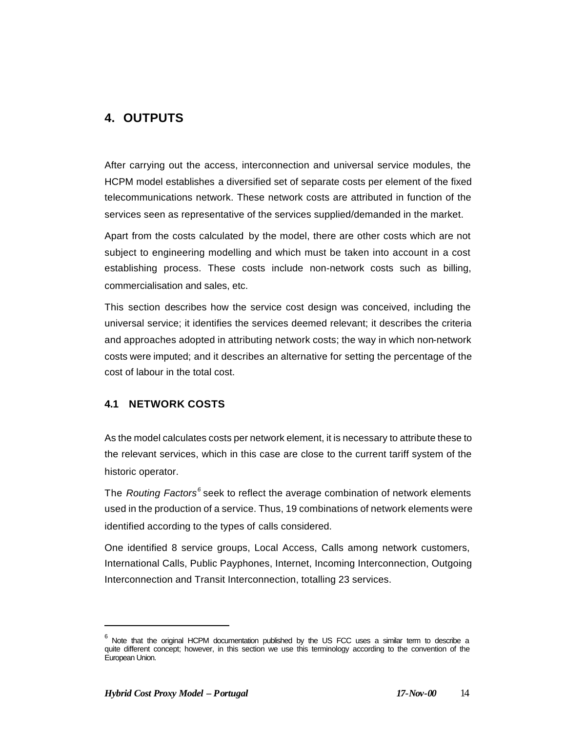# 4. OUTPUTS

After carrying out the access, interconnection and universal service modules, the HCPM model establishes a diversified set of separate costs per element of the fixed telecommunications network. These network costs are attributed in function of the services seen as representative of the services supplied/demanded in the market.

Apart from the costs calculated by the model, there are other costs which are not subject to engineering modelling and which must be taken into account in a cost establishing process. These costs include non-network costs such as billing, commercialisation and sales, etc.

This section describes how the service cost design was conceived, including the universal service; it identifies the services deemed relevant; it describes the criteria and approaches adopted in attributing network costs; the way in which non-network costs were imputed; and it describes an alternative for setting the percentage of the cost of labour in the total cost.

## 4.1 NETWORK COSTS

As the model calculates costs per network element, it is necessary to attribute these to the relevant services, which in this case are close to the current tariff system of the historic operator.

The *Routing Factors*[6] seek to reflect the average combination of network elements used in the production of a service. Thus, 19 combinations of network elements were identified according to the types of calls considered.

One identified 8 service groups, Local Access, Calls among network customers, International Calls, Public Payphones, Internet, Incoming Interconnection, Outgoing Interconnection and Transit Interconnection, totalling 23 services.

---

[6] Note that the original HCPM documentation published by the US FCC uses a similar term to describe a quite different concept; however, in this section we use this terminology according to the convention of the European Union.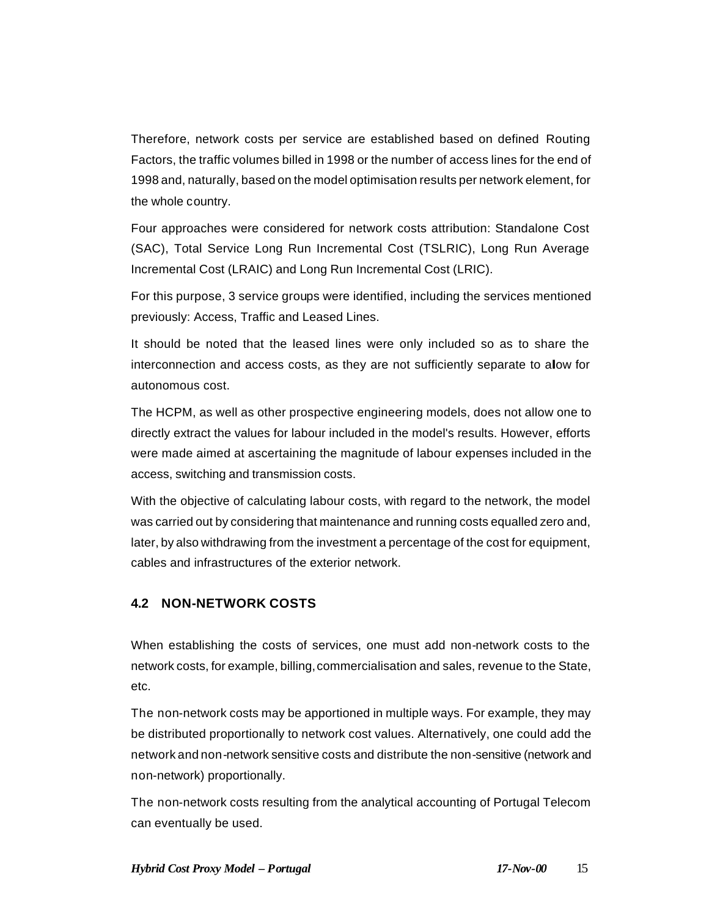Therefore, network costs per service are established based on defined Routing Factors, the traffic volumes billed in 1998 or the number of access lines for the end of 1998 and, naturally, based on the model optimisation results per network element, for the whole country.

Four approaches were considered for network costs attribution: Standalone Cost (SAC), Total Service Long Run Incremental Cost (TSLRIC), Long Run Average Incremental Cost (LRAIC) and Long Run Incremental Cost (LRIC).

For this purpose, 3 service groups were identified, including the services mentioned previously: Access, Traffic and Leased Lines.

It should be noted that the leased lines were only included so as to share the interconnection and access costs, as they are not sufficiently separate to allow for autonomous cost.

The HCPM, as well as other prospective engineering models, does not allow one to directly extract the values for labour included in the model's results. However, efforts were made aimed at ascertaining the magnitude of labour expenses included in the access, switching and transmission costs.

With the objective of calculating labour costs, with regard to the network, the model was carried out by considering that maintenance and running costs equalled zero and, later, by also withdrawing from the investment a percentage of the cost for equipment, cables and infrastructures of the exterior network.

### 4.2 NON-NETWORK COSTS

When establishing the costs of services, one must add non-network costs to the network costs, for example, billing, commercialisation and sales, revenue to the State, etc.

The non-network costs may be apportioned in multiple ways. For example, they may be distributed proportionally to network cost values. Alternatively, one could add the network and non-network sensitive costs and distribute the non-sensitive (network and non-network) proportionally.

The non-network costs resulting from the analytical accounting of Portugal Telecom can eventually be used.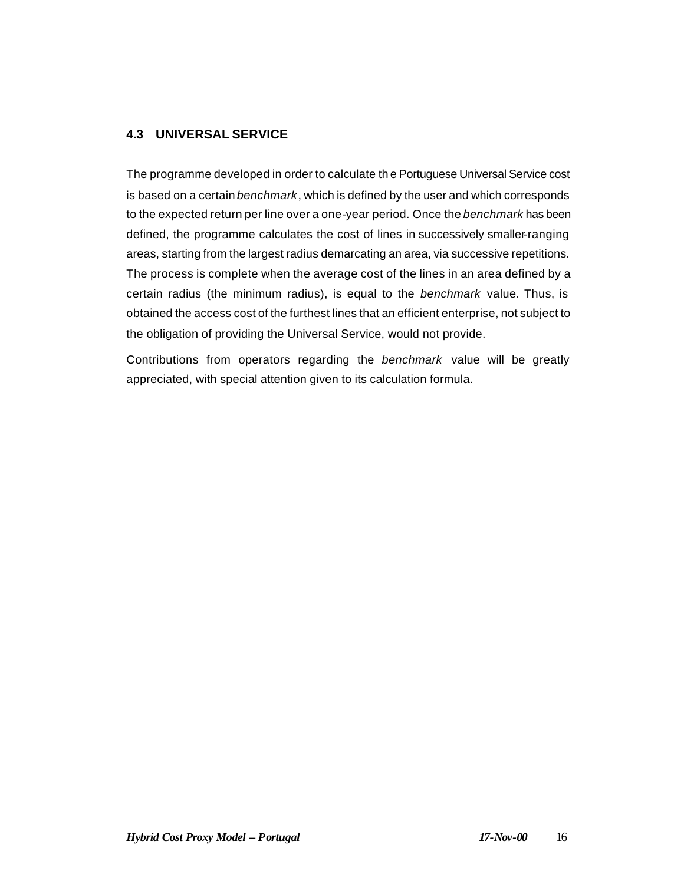## 4.3 UNIVERSAL SERVICE

The programme developed in order to calculate the Portuguese Universal Service cost is based on a certain *benchmark*, which is defined by the user and which corresponds to the expected return per line over a one-year period. Once the *benchmark* has been defined, the programme calculates the cost of lines in successively smaller-ranging areas, starting from the largest radius demarcating an area, via successive repetitions. The process is complete when the average cost of the lines in an area defined by a certain radius (the minimum radius), is equal to the *benchmark* value. Thus, is obtained the access cost of the furthest lines that an efficient enterprise, not subject to the obligation of providing the Universal Service, would not provide.

Contributions from operators regarding the *benchmark* value will be greatly appreciated, with special attention given to its calculation formula.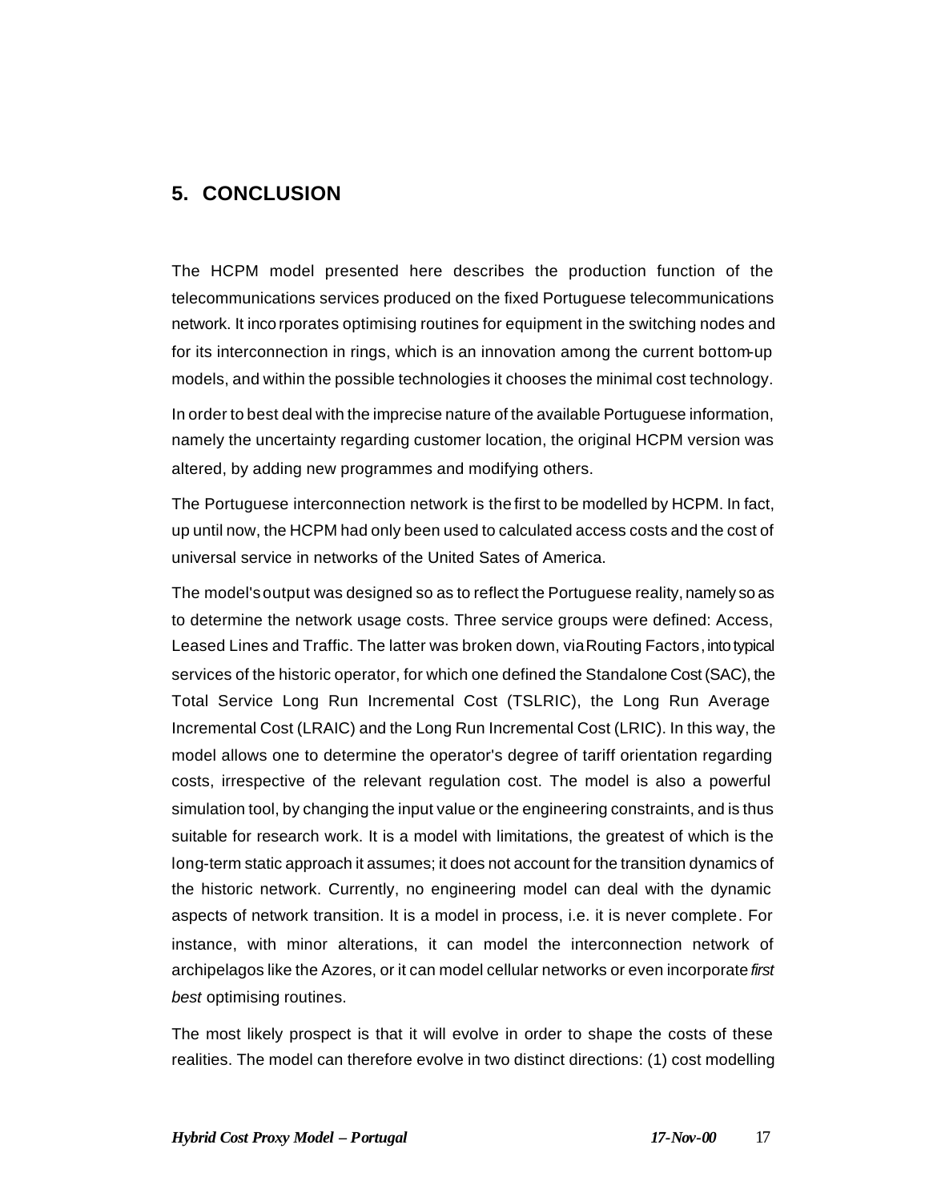## 5. CONCLUSION

The HCPM model presented here describes the production function of the telecommunications services produced on the fixed Portuguese telecommunications network. It incorporates optimising routines for equipment in the switching nodes and for its interconnection in rings, which is an innovation among the current bottom-up models, and within the possible technologies it chooses the minimal cost technology.

In order to best deal with the imprecise nature of the available Portuguese information, namely the uncertainty regarding customer location, the original HCPM version was altered, by adding new programmes and modifying others.

The Portuguese interconnection network is the first to be modelled by HCPM. In fact, up until now, the HCPM had only been used to calculated access costs and the cost of universal service in networks of the United Sates of America.

The model's output was designed so as to reflect the Portuguese reality, namely so as to determine the network usage costs. Three service groups were defined: Access, Leased Lines and Traffic. The latter was broken down, via Routing Factors, into typical services of the historic operator, for which one defined the Standalone Cost (SAC), the Total Service Long Run Incremental Cost (TSLRIC), the Long Run Average Incremental Cost (LRAIC) and the Long Run Incremental Cost (LRIC). In this way, the model allows one to determine the operator's degree of tariff orientation regarding costs, irrespective of the relevant regulation cost. The model is also a powerful simulation tool, by changing the input value or the engineering constraints, and is thus suitable for research work. It is a model with limitations, the greatest of which is the long-term static approach it assumes; it does not account for the transition dynamics of the historic network. Currently, no engineering model can deal with the dynamic aspects of network transition. It is a model in process, i.e. it is never complete. For instance, with minor alterations, it can model the interconnection network of archipelagos like the Azores, or it can model cellular networks or even incorporate *first best* optimising routines.

The most likely prospect is that it will evolve in order to shape the costs of these realities. The model can therefore evolve in two distinct directions: (1) cost modelling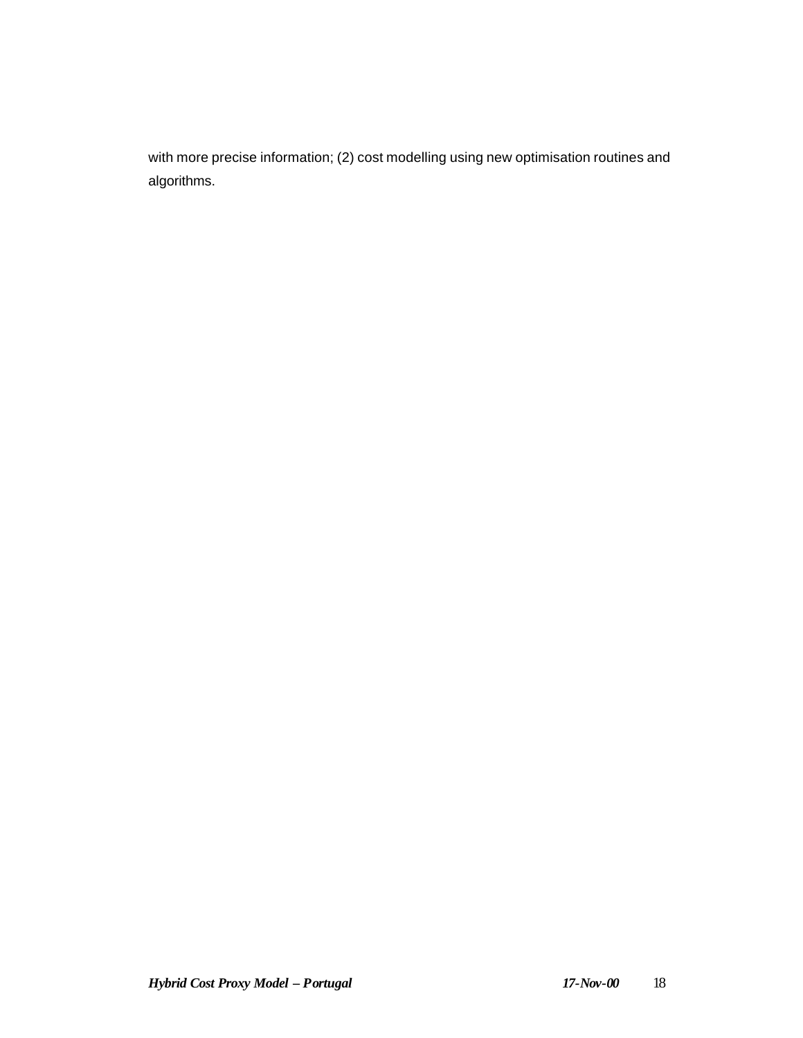with more precise information; (2) cost modelling using new optimisation routines and algorithms.